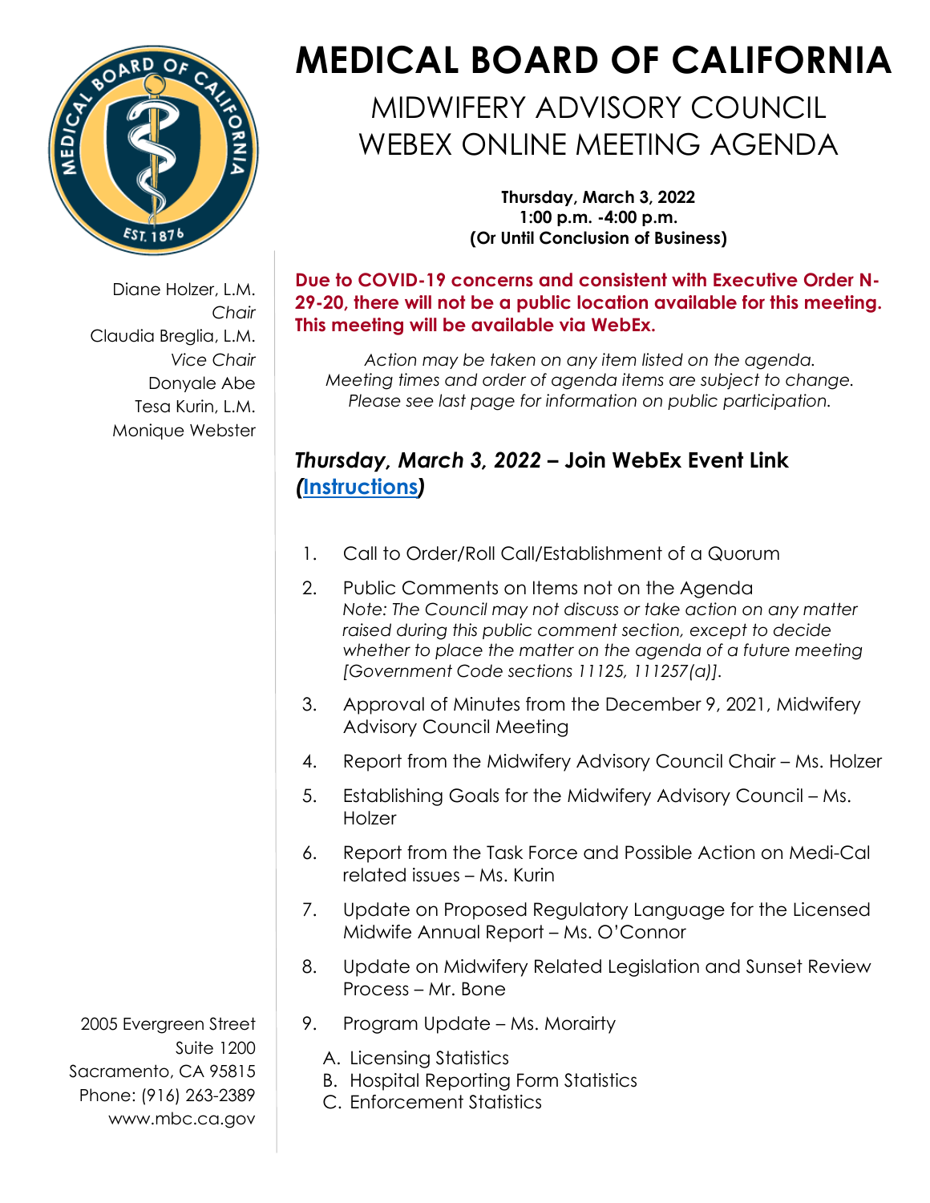# MEDICAL BOARD OF CALIFORNIA

## MIDWIFERY ADVISORY COUNCIL WEBEX ONLINE MEETING AGENDA

**Thursday, March 3, 2022**
**1:00 p.m. -4:00 p.m.**
**(Or Until Conclusion of Business)**

Diane Holzer, L.M.
*Chair*
Claudia Breglia, L.M.
*Vice Chair*
Donyale Abe
Tesa Kurin, L.M.
Monique Webster

**Due to COVID-19 concerns and consistent with Executive Order N-29-20, there will not be a public location available for this meeting. This meeting will be available via WebEx.**

*Action may be taken on any item listed on the agenda.*
*Meeting times and order of agenda items are subject to change.*
*Please see last page for information on public participation.*

### *Thursday, March 3, 2022* – Join WebEx Event Link *(Instructions)*

1. Call to Order/Roll Call/Establishment of a Quorum
2. Public Comments on Items not on the Agenda
   *Note: The Council may not discuss or take action on any matter raised during this public comment section, except to decide whether to place the matter on the agenda of a future meeting [Government Code sections 11125, 111257(a)].*
3. Approval of Minutes from the December 9, 2021, Midwifery Advisory Council Meeting
4. Report from the Midwifery Advisory Council Chair – Ms. Holzer
5. Establishing Goals for the Midwifery Advisory Council – Ms. Holzer
6. Report from the Task Force and Possible Action on Medi-Cal related issues – Ms. Kurin
7. Update on Proposed Regulatory Language for the Licensed Midwife Annual Report – Ms. O'Connor
8. Update on Midwifery Related Legislation and Sunset Review Process – Mr. Bone
9. Program Update – Ms. Morairty
   A. Licensing Statistics
   B. Hospital Reporting Form Statistics
   C. Enforcement Statistics

2005 Evergreen Street
Suite 1200
Sacramento, CA 95815
Phone: (916) 263-2389
www.mbc.ca.gov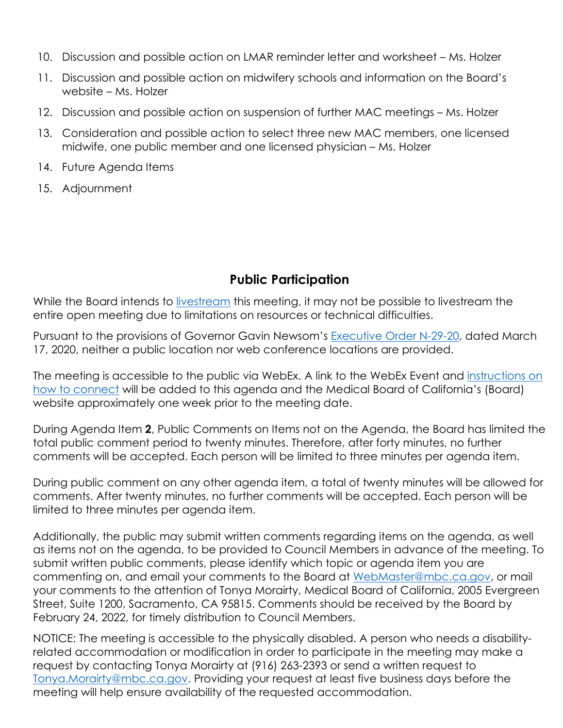10. Discussion and possible action on LMAR reminder letter and worksheet – Ms. Holzer
11. Discussion and possible action on midwifery schools and information on the Board's website – Ms. Holzer
12. Discussion and possible action on suspension of further MAC meetings – Ms. Holzer
13. Consideration and possible action to select three new MAC members, one licensed midwife, one public member and one licensed physician – Ms. Holzer
14. Future Agenda Items
15. Adjournment

## Public Participation

While the Board intends to livestream this meeting, it may not be possible to livestream the entire open meeting due to limitations on resources or technical difficulties.

Pursuant to the provisions of Governor Gavin Newsom's Executive Order N-29-20, dated March 17, 2020, neither a public location nor web conference locations are provided.

The meeting is accessible to the public via WebEx. A link to the WebEx Event and instructions on how to connect will be added to this agenda and the Medical Board of California's (Board) website approximately one week prior to the meeting date.

During Agenda Item **2**, Public Comments on Items not on the Agenda, the Board has limited the total public comment period to twenty minutes. Therefore, after forty minutes, no further comments will be accepted. Each person will be limited to three minutes per agenda item.

During public comment on any other agenda item, a total of twenty minutes will be allowed for comments. After twenty minutes, no further comments will be accepted. Each person will be limited to three minutes per agenda item.

Additionally, the public may submit written comments regarding items on the agenda, as well as items not on the agenda, to be provided to Council Members in advance of the meeting. To submit written public comments, please identify which topic or agenda item you are commenting on, and email your comments to the Board at WebMaster@mbc.ca.gov, or mail your comments to the attention of Tonya Morairty, Medical Board of California, 2005 Evergreen Street, Suite 1200, Sacramento, CA 95815. Comments should be received by the Board by February 24, 2022, for timely distribution to Council Members.

NOTICE: The meeting is accessible to the physically disabled. A person who needs a disability-related accommodation or modification in order to participate in the meeting may make a request by contacting Tonya Morairty at (916) 263-2393 or send a written request to Tonya.Morairty@mbc.ca.gov. Providing your request at least five business days before the meeting will help ensure availability of the requested accommodation.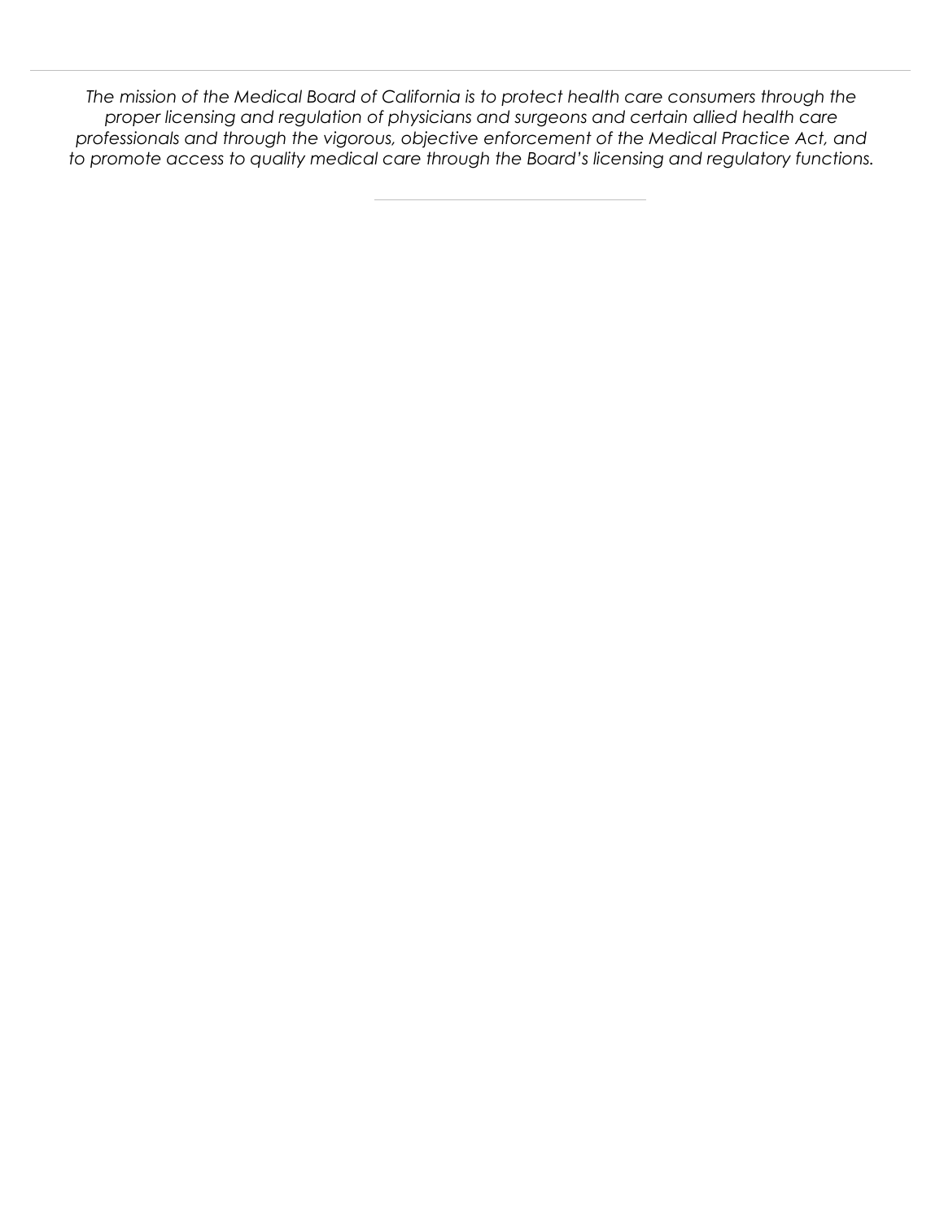*The mission of the Medical Board of California is to protect health care consumers through the proper licensing and regulation of physicians and surgeons and certain allied health care professionals and through the vigorous, objective enforcement of the Medical Practice Act, and to promote access to quality medical care through the Board's licensing and regulatory functions.*